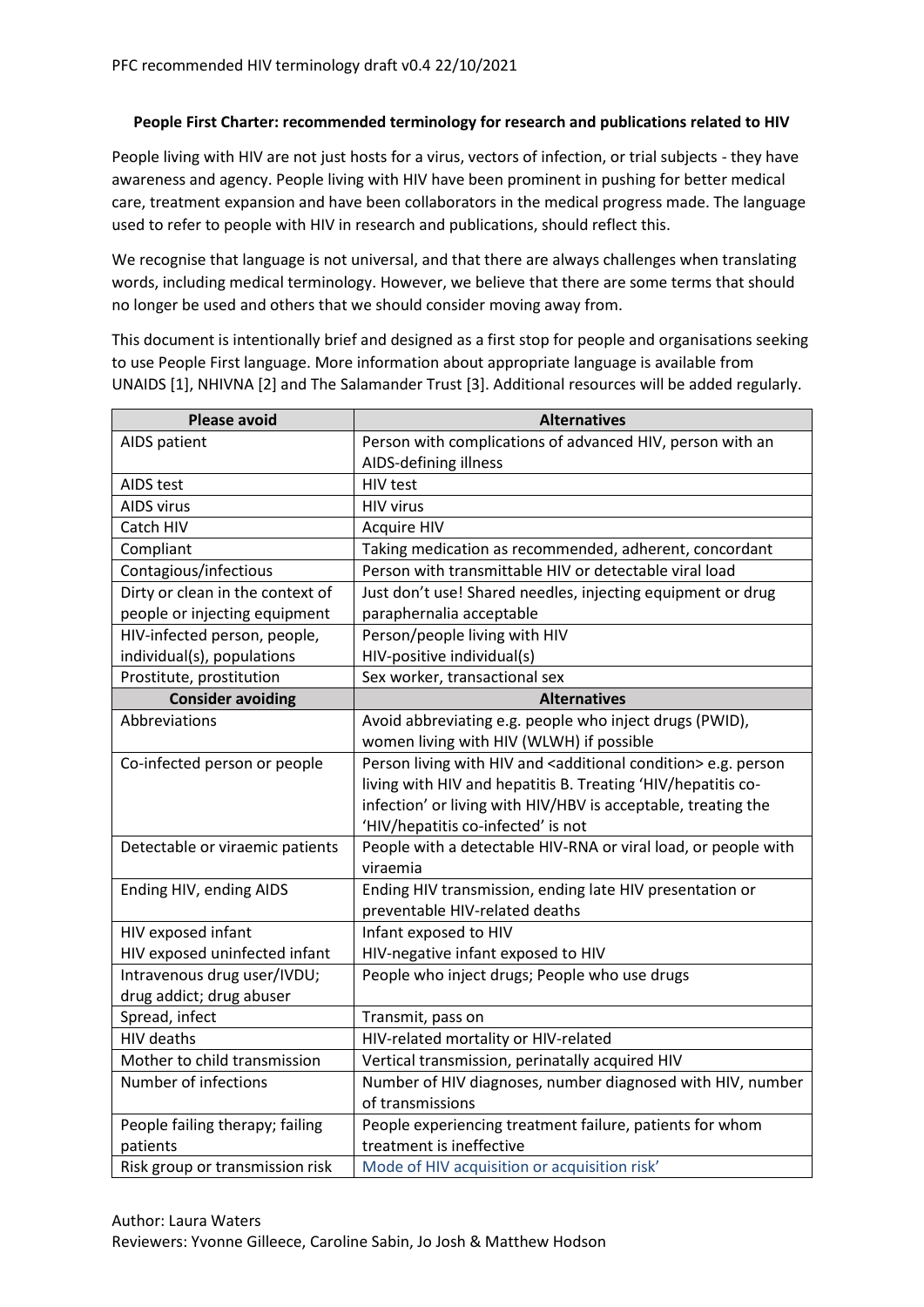PFC recommended HIV terminology draft v0.4 22/10/2021

**People First Charter: recommended terminology for research and publications related to HIV**

People living with HIV are not just hosts for a virus, vectors of infection, or trial subjects - they have awareness and agency. People living with HIV have been prominent in pushing for better medical care, treatment expansion and have been collaborators in the medical progress made. The language used to refer to people with HIV in research and publications, should reflect this.

We recognise that language is not universal, and that there are always challenges when translating words, including medical terminology. However, we believe that there are some terms that should no longer be used and others that we should consider moving away from.

This document is intentionally brief and designed as a first stop for people and organisations seeking to use People First language. More information about appropriate language is available from UNAIDS [1], NHIVNA [2] and The Salamander Trust [3]. Additional resources will be added regularly.

| Please avoid | Alternatives |
|---|---|
| AIDS patient | Person with complications of advanced HIV, person with an AIDS-defining illness |
| AIDS test | HIV test |
| AIDS virus | HIV virus |
| Catch HIV | Acquire HIV |
| Compliant | Taking medication as recommended, adherent, concordant |
| Contagious/infectious | Person with transmittable HIV or detectable viral load |
| Dirty or clean in the context of people or injecting equipment | Just don't use! Shared needles, injecting equipment or drug paraphernalia acceptable |
| HIV-infected person, people, individual(s), populations | Person/people living with HIV<br>HIV-positive individual(s) |
| Prostitute, prostitution | Sex worker, transactional sex |
| **Consider avoiding** | **Alternatives** |
| Abbreviations | Avoid abbreviating e.g. people who inject drugs (PWID), women living with HIV (WLWH) if possible |
| Co-infected person or people | Person living with HIV and <additional condition> e.g. person living with HIV and hepatitis B. Treating 'HIV/hepatitis co-infection' or living with HIV/HBV is acceptable, treating the 'HIV/hepatitis co-infected' is not |
| Detectable or viraemic patients | People with a detectable HIV-RNA or viral load, or people with viraemia |
| Ending HIV, ending AIDS | Ending HIV transmission, ending late HIV presentation or preventable HIV-related deaths |
| HIV exposed infant<br>HIV exposed uninfected infant | Infant exposed to HIV<br>HIV-negative infant exposed to HIV |
| Intravenous drug user/IVDU; drug addict; drug abuser | People who inject drugs; People who use drugs |
| Spread, infect | Transmit, pass on |
| HIV deaths | HIV-related mortality or HIV-related |
| Mother to child transmission | Vertical transmission, perinatally acquired HIV |
| Number of infections | Number of HIV diagnoses, number diagnosed with HIV, number of transmissions |
| People failing therapy; failing patients | People experiencing treatment failure, patients for whom treatment is ineffective |
| Risk group or transmission risk | Mode of HIV acquisition or acquisition risk' |

Author: Laura Waters

Reviewers: Yvonne Gilleece, Caroline Sabin, Jo Josh & Matthew Hodson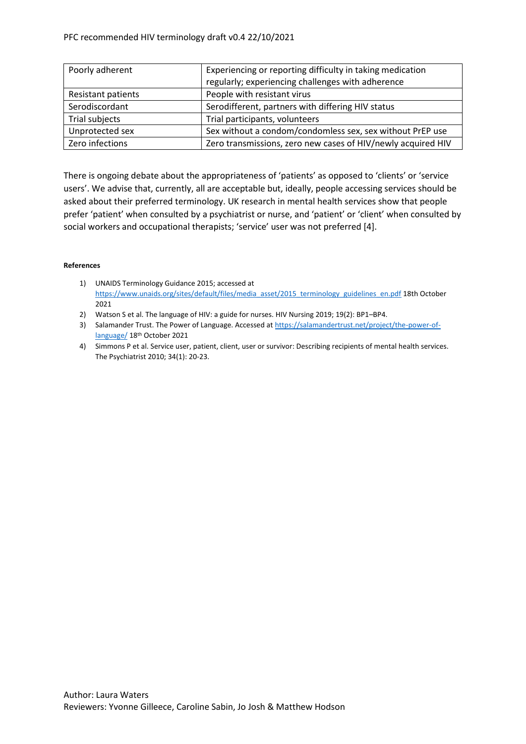| | |
|---|---|
| Poorly adherent | Experiencing or reporting difficulty in taking medication regularly; experiencing challenges with adherence |
| Resistant patients | People with resistant virus |
| Serodiscordant | Serodifferent, partners with differing HIV status |
| Trial subjects | Trial participants, volunteers |
| Unprotected sex | Sex without a condom/condomless sex, sex without PrEP use |
| Zero infections | Zero transmissions, zero new cases of HIV/newly acquired HIV |

There is ongoing debate about the appropriateness of 'patients' as opposed to 'clients' or 'service users'. We advise that, currently, all are acceptable but, ideally, people accessing services should be asked about their preferred terminology. UK research in mental health services show that people prefer 'patient' when consulted by a psychiatrist or nurse, and 'patient' or 'client' when consulted by social workers and occupational therapists; 'service' user was not preferred [4].

**References**

1) UNAIDS Terminology Guidance 2015; accessed at https://www.unaids.org/sites/default/files/media_asset/2015_terminology_guidelines_en.pdf 18th October 2021
2) Watson S et al. The language of HIV: a guide for nurses. HIV Nursing 2019; 19(2): BP1–BP4.
3) Salamander Trust. The Power of Language. Accessed at https://salamandertrust.net/project/the-power-of-language/ 18th October 2021
4) Simmons P et al. Service user, patient, client, user or survivor: Describing recipients of mental health services. The Psychiatrist 2010; 34(1): 20-23.

Author: Laura Waters
Reviewers: Yvonne Gilleece, Caroline Sabin, Jo Josh & Matthew Hodson